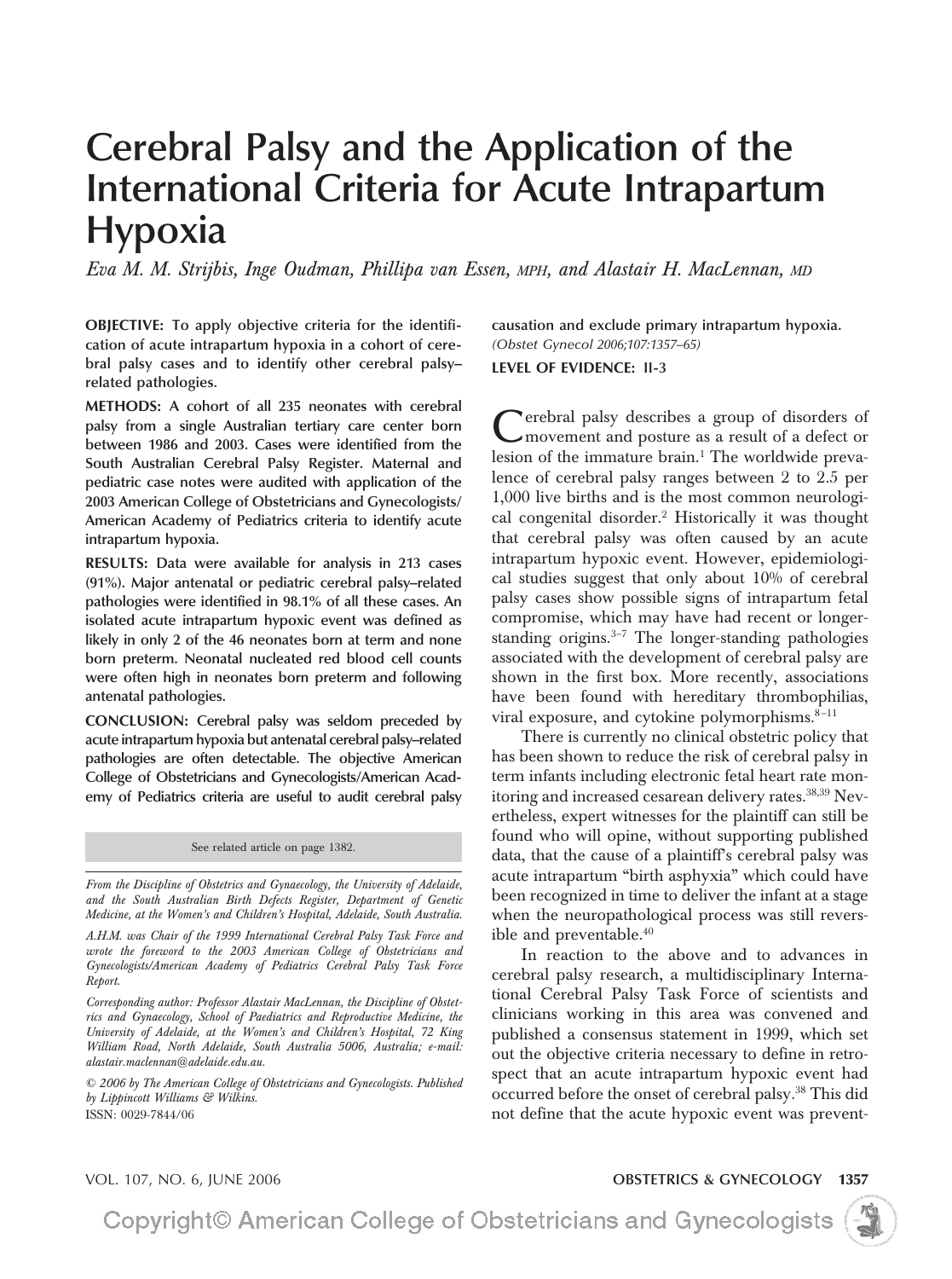# Cerebral Palsy and the Application of the International Criteria for Acute Intrapartum Hypoxia

*Eva M. M. Strijbis, Inge Oudman, Phillipa van Essen, MPH, and Alastair H. MacLennan, MD*

**OBJECTIVE:** To apply objective criteria for the identification of acute intrapartum hypoxia in a cohort of cerebral palsy cases and to identify other cerebral palsy–related pathologies.

**METHODS:** A cohort of all 235 neonates with cerebral palsy from a single Australian tertiary care center born between 1986 and 2003. Cases were identified from the South Australian Cerebral Palsy Register. Maternal and pediatric case notes were audited with application of the 2003 American College of Obstetricians and Gynecologists/American Academy of Pediatrics criteria to identify acute intrapartum hypoxia.

**RESULTS:** Data were available for analysis in 213 cases (91%). Major antenatal or pediatric cerebral palsy–related pathologies were identified in 98.1% of all these cases. An isolated acute intrapartum hypoxic event was defined as likely in only 2 of the 46 neonates born at term and none born preterm. Neonatal nucleated red blood cell counts were often high in neonates born preterm and following antenatal pathologies.

**CONCLUSION:** Cerebral palsy was seldom preceded by acute intrapartum hypoxia but antenatal cerebral palsy–related pathologies are often detectable. The objective American College of Obstetricians and Gynecologists/American Academy of Pediatrics criteria are useful to audit cerebral palsy causation and exclude primary intrapartum hypoxia.
*(Obstet Gynecol 2006;107:1357–65)*

**LEVEL OF EVIDENCE: II-3**

See related article on page 1382.

*From the Discipline of Obstetrics and Gynaecology, the University of Adelaide, and the South Australian Birth Defects Register, Department of Genetic Medicine, at the Women's and Children's Hospital, Adelaide, South Australia.*

*A.H.M. was Chair of the 1999 International Cerebral Palsy Task Force and wrote the foreword to the 2003 American College of Obstetricians and Gynecologists/American Academy of Pediatrics Cerebral Palsy Task Force Report.*

*Corresponding author: Professor Alastair MacLennan, the Discipline of Obstetrics and Gynaecology, School of Paediatrics and Reproductive Medicine, the University of Adelaide, at the Women's and Children's Hospital, 72 King William Road, North Adelaide, South Australia 5006, Australia; e-mail: alastair.maclennan@adelaide.edu.au.*

*© 2006 by The American College of Obstetricians and Gynecologists. Published by Lippincott Williams & Wilkins.*
ISSN: 0029-7844/06

Cerebral palsy describes a group of disorders of movement and posture as a result of a defect or lesion of the immature brain.[1] The worldwide prevalence of cerebral palsy ranges between 2 to 2.5 per 1,000 live births and is the most common neurological congenital disorder.[2] Historically it was thought that cerebral palsy was often caused by an acute intrapartum hypoxic event. However, epidemiological studies suggest that only about 10% of cerebral palsy cases show possible signs of intrapartum fetal compromise, which may have had recent or longer-standing origins.[3–7] The longer-standing pathologies associated with the development of cerebral palsy are shown in the first box. More recently, associations have been found with hereditary thrombophilias, viral exposure, and cytokine polymorphisms.[8–11]

There is currently no clinical obstetric policy that has been shown to reduce the risk of cerebral palsy in term infants including electronic fetal heart rate monitoring and increased cesarean delivery rates.[38,39] Nevertheless, expert witnesses for the plaintiff can still be found who will opine, without supporting published data, that the cause of a plaintiff's cerebral palsy was acute intrapartum "birth asphyxia" which could have been recognized in time to deliver the infant at a stage when the neuropathological process was still reversible and preventable.[40]

In reaction to the above and to advances in cerebral palsy research, a multidisciplinary International Cerebral Palsy Task Force of scientists and clinicians working in this area was convened and published a consensus statement in 1999, which set out the objective criteria necessary to define in retrospect that an acute intrapartum hypoxic event had occurred before the onset of cerebral palsy.[38] This did not define that the acute hypoxic event was prevent-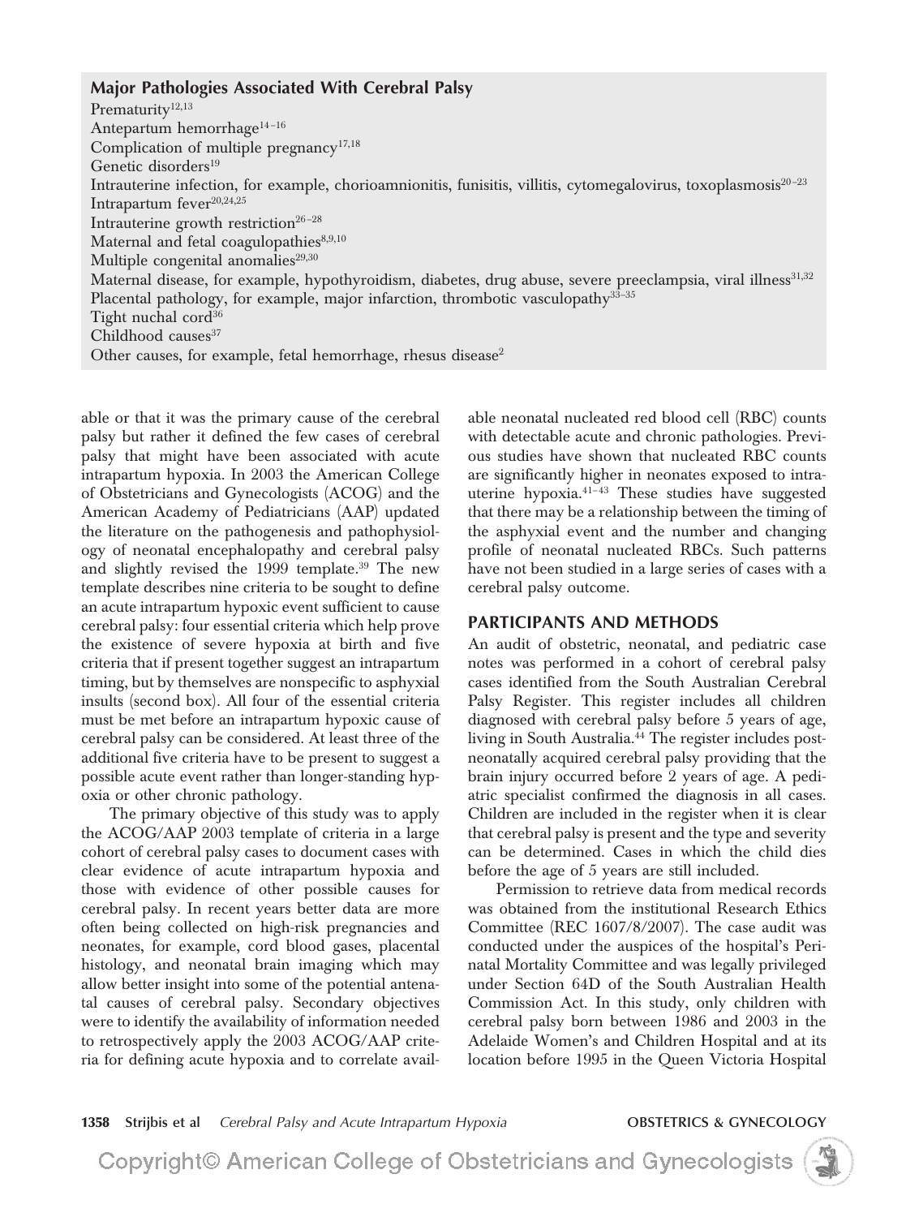**Major Pathologies Associated With Cerebral Palsy**

Prematurity[12,13]
Antepartum hemorrhage[14–16]
Complication of multiple pregnancy[17,18]
Genetic disorders[19]
Intrauterine infection, for example, chorioamnionitis, funisitis, villitis, cytomegalovirus, toxoplasmosis[20–23]
Intrapartum fever[20,24,25]
Intrauterine growth restriction[26–28]
Maternal and fetal coagulopathies[8,9,10]
Multiple congenital anomalies[29,30]
Maternal disease, for example, hypothyroidism, diabetes, drug abuse, severe preeclampsia, viral illness[31,32]
Placental pathology, for example, major infarction, thrombotic vasculopathy[33–35]
Tight nuchal cord[36]
Childhood causes[37]
Other causes, for example, fetal hemorrhage, rhesus disease[2]

able or that it was the primary cause of the cerebral palsy but rather it defined the few cases of cerebral palsy that might have been associated with acute intrapartum hypoxia. In 2003 the American College of Obstetricians and Gynecologists (ACOG) and the American Academy of Pediatricians (AAP) updated the literature on the pathogenesis and pathophysiology of neonatal encephalopathy and cerebral palsy and slightly revised the 1999 template.[39] The new template describes nine criteria to be sought to define an acute intrapartum hypoxic event sufficient to cause cerebral palsy: four essential criteria which help prove the existence of severe hypoxia at birth and five criteria that if present together suggest an intrapartum timing, but by themselves are nonspecific to asphyxial insults (second box). All four of the essential criteria must be met before an intrapartum hypoxic cause of cerebral palsy can be considered. At least three of the additional five criteria have to be present to suggest a possible acute event rather than longer-standing hypoxia or other chronic pathology.

The primary objective of this study was to apply the ACOG/AAP 2003 template of criteria in a large cohort of cerebral palsy cases to document cases with clear evidence of acute intrapartum hypoxia and those with evidence of other possible causes for cerebral palsy. In recent years better data are more often being collected on high-risk pregnancies and neonates, for example, cord blood gases, placental histology, and neonatal brain imaging which may allow better insight into some of the potential antenatal causes of cerebral palsy. Secondary objectives were to identify the availability of information needed to retrospectively apply the 2003 ACOG/AAP criteria for defining acute hypoxia and to correlate available neonatal nucleated red blood cell (RBC) counts with detectable acute and chronic pathologies. Previous studies have shown that nucleated RBC counts are significantly higher in neonates exposed to intrauterine hypoxia.[41–43] These studies have suggested that there may be a relationship between the timing of the asphyxial event and the number and changing profile of neonatal nucleated RBCs. Such patterns have not been studied in a large series of cases with a cerebral palsy outcome.

## PARTICIPANTS AND METHODS

An audit of obstetric, neonatal, and pediatric case notes was performed in a cohort of cerebral palsy cases identified from the South Australian Cerebral Palsy Register. This register includes all children diagnosed with cerebral palsy before 5 years of age, living in South Australia.[44] The register includes postneonatally acquired cerebral palsy providing that the brain injury occurred before 2 years of age. A pediatric specialist confirmed the diagnosis in all cases. Children are included in the register when it is clear that cerebral palsy is present and the type and severity can be determined. Cases in which the child dies before the age of 5 years are still included.

Permission to retrieve data from medical records was obtained from the institutional Research Ethics Committee (REC 1607/8/2007). The case audit was conducted under the auspices of the hospital's Perinatal Mortality Committee and was legally privileged under Section 64D of the South Australian Health Commission Act. In this study, only children with cerebral palsy born between 1986 and 2003 in the Adelaide Women's and Children Hospital and at its location before 1995 in the Queen Victoria Hospital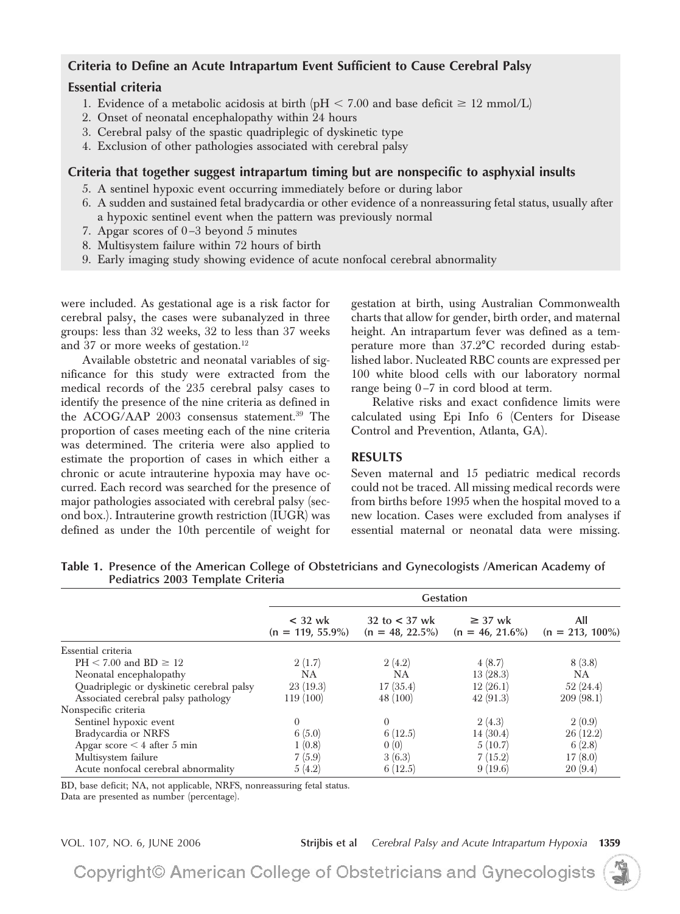**Criteria to Define an Acute Intrapartum Event Sufficient to Cause Cerebral Palsy**

**Essential criteria**

1. Evidence of a metabolic acidosis at birth (pH < 7.00 and base deficit ≥ 12 mmol/L)
2. Onset of neonatal encephalopathy within 24 hours
3. Cerebral palsy of the spastic quadriplegic of dyskinetic type
4. Exclusion of other pathologies associated with cerebral palsy

**Criteria that together suggest intrapartum timing but are nonspecific to asphyxial insults**

5. A sentinel hypoxic event occurring immediately before or during labor
6. A sudden and sustained fetal bradycardia or other evidence of a nonreassuring fetal status, usually after a hypoxic sentinel event when the pattern was previously normal
7. Apgar scores of 0–3 beyond 5 minutes
8. Multisystem failure within 72 hours of birth
9. Early imaging study showing evidence of acute nonfocal cerebral abnormality

were included. As gestational age is a risk factor for cerebral palsy, the cases were subanalyzed in three groups: less than 32 weeks, 32 to less than 37 weeks and 37 or more weeks of gestation.[12]

Available obstetric and neonatal variables of significance for this study were extracted from the medical records of the 235 cerebral palsy cases to identify the presence of the nine criteria as defined in the ACOG/AAP 2003 consensus statement.[39] The proportion of cases meeting each of the nine criteria was determined. The criteria were also applied to estimate the proportion of cases in which either a chronic or acute intrauterine hypoxia may have occurred. Each record was searched for the presence of major pathologies associated with cerebral palsy (second box.). Intrauterine growth restriction (IUGR) was defined as under the 10th percentile of weight for gestation at birth, using Australian Commonwealth charts that allow for gender, birth order, and maternal height. An intrapartum fever was defined as a temperature more than 37.2°C recorded during established labor. Nucleated RBC counts are expressed per 100 white blood cells with our laboratory normal range being 0–7 in cord blood at term.

Relative risks and exact confidence limits were calculated using Epi Info 6 (Centers for Disease Control and Prevention, Atlanta, GA).

## RESULTS

Seven maternal and 15 pediatric medical records could not be traced. All missing medical records were from births before 1995 when the hospital moved to a new location. Cases were excluded from analyses if essential maternal or neonatal data were missing.

**Table 1. Presence of the American College of Obstetricians and Gynecologists /American Academy of Pediatrics 2003 Template Criteria**

| | Gestation | | | |
|---|---|---|---|---|
| | < 32 wk (n = 119, 55.9%) | 32 to < 37 wk (n = 48, 22.5%) | ≥ 37 wk (n = 46, 21.6%) | All (n = 213, 100%) |
| Essential criteria | | | | |
| PH < 7.00 and BD ≥ 12 | 2 (1.7) | 2 (4.2) | 4 (8.7) | 8 (3.8) |
| Neonatal encephalopathy | NA | NA | 13 (28.3) | NA |
| Quadriplegic or dyskinetic cerebral palsy | 23 (19.3) | 17 (35.4) | 12 (26.1) | 52 (24.4) |
| Associated cerebral palsy pathology | 119 (100) | 48 (100) | 42 (91.3) | 209 (98.1) |
| Nonspecific criteria | | | | |
| Sentinel hypoxic event | 0 | 0 | 2 (4.3) | 2 (0.9) |
| Bradycardia or NRFS | 6 (5.0) | 6 (12.5) | 14 (30.4) | 26 (12.2) |
| Apgar score < 4 after 5 min | 1 (0.8) | 0 (0) | 5 (10.7) | 6 (2.8) |
| Multisystem failure | 7 (5.9) | 3 (6.3) | 7 (15.2) | 17 (8.0) |
| Acute nonfocal cerebral abnormality | 5 (4.2) | 6 (12.5) | 9 (19.6) | 20 (9.4) |

BD, base deficit; NA, not applicable, NRFS, nonreassuring fetal status.
Data are presented as number (percentage).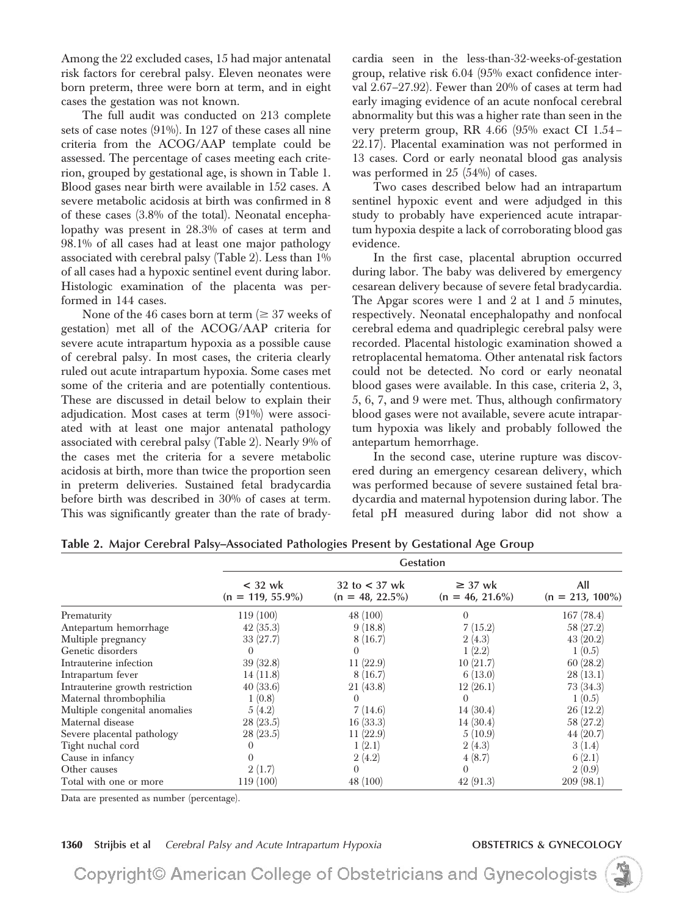Among the 22 excluded cases, 15 had major antenatal risk factors for cerebral palsy. Eleven neonates were born preterm, three were born at term, and in eight cases the gestation was not known.

The full audit was conducted on 213 complete sets of case notes (91%). In 127 of these cases all nine criteria from the ACOG/AAP template could be assessed. The percentage of cases meeting each criterion, grouped by gestational age, is shown in Table 1. Blood gases near birth were available in 152 cases. A severe metabolic acidosis at birth was confirmed in 8 of these cases (3.8% of the total). Neonatal encephalopathy was present in 28.3% of cases at term and 98.1% of all cases had at least one major pathology associated with cerebral palsy (Table 2). Less than 1% of all cases had a hypoxic sentinel event during labor. Histologic examination of the placenta was performed in 144 cases.

None of the 46 cases born at term ($\geq$ 37 weeks of gestation) met all of the ACOG/AAP criteria for severe acute intrapartum hypoxia as a possible cause of cerebral palsy. In most cases, the criteria clearly ruled out acute intrapartum hypoxia. Some cases met some of the criteria and are potentially contentious. These are discussed in detail below to explain their adjudication. Most cases at term (91%) were associated with at least one major antenatal pathology associated with cerebral palsy (Table 2). Nearly 9% of the cases met the criteria for a severe metabolic acidosis at birth, more than twice the proportion seen in preterm deliveries. Sustained fetal bradycardia before birth was described in 30% of cases at term. This was significantly greater than the rate of bradycardia seen in the less-than-32-weeks-of-gestation group, relative risk 6.04 (95% exact confidence interval 2.67–27.92). Fewer than 20% of cases at term had early imaging evidence of an acute nonfocal cerebral abnormality but this was a higher rate than seen in the very preterm group, RR 4.66 (95% exact CI 1.54–22.17). Placental examination was not performed in 13 cases. Cord or early neonatal blood gas analysis was performed in 25 (54%) of cases.

Two cases described below had an intrapartum sentinel hypoxic event and were adjudged in this study to probably have experienced acute intrapartum hypoxia despite a lack of corroborating blood gas evidence.

In the first case, placental abruption occurred during labor. The baby was delivered by emergency cesarean delivery because of severe fetal bradycardia. The Apgar scores were 1 and 2 at 1 and 5 minutes, respectively. Neonatal encephalopathy and nonfocal cerebral edema and quadriplegic cerebral palsy were recorded. Placental histologic examination showed a retroplacental hematoma. Other antenatal risk factors could not be detected. No cord or early neonatal blood gases were available. In this case, criteria 2, 3, 5, 6, 7, and 9 were met. Thus, although confirmatory blood gases were not available, severe acute intrapartum hypoxia was likely and probably followed the antepartum hemorrhage.

In the second case, uterine rupture was discovered during an emergency cesarean delivery, which was performed because of severe sustained fetal bradycardia and maternal hypotension during labor. The fetal pH measured during labor did not show a

**Table 2. Major Cerebral Palsy–Associated Pathologies Present by Gestational Age Group**

| | Gestation | | | |
|---|---|---|---|---|
| | < 32 wk (n = 119, 55.9%) | 32 to < 37 wk (n = 48, 22.5%) | ≥ 37 wk (n = 46, 21.6%) | All (n = 213, 100%) |
| Prematurity | 119 (100) | 48 (100) | 0 | 167 (78.4) |
| Antepartum hemorrhage | 42 (35.3) | 9 (18.8) | 7 (15.2) | 58 (27.2) |
| Multiple pregnancy | 33 (27.7) | 8 (16.7) | 2 (4.3) | 43 (20.2) |
| Genetic disorders | 0 | 0 | 1 (2.2) | 1 (0.5) |
| Intrauterine infection | 39 (32.8) | 11 (22.9) | 10 (21.7) | 60 (28.2) |
| Intrapartum fever | 14 (11.8) | 8 (16.7) | 6 (13.0) | 28 (13.1) |
| Intrauterine growth restriction | 40 (33.6) | 21 (43.8) | 12 (26.1) | 73 (34.3) |
| Maternal thrombophilia | 1 (0.8) | 0 | 0 | 1 (0.5) |
| Multiple congenital anomalies | 5 (4.2) | 7 (14.6) | 14 (30.4) | 26 (12.2) |
| Maternal disease | 28 (23.5) | 16 (33.3) | 14 (30.4) | 58 (27.2) |
| Severe placental pathology | 28 (23.5) | 11 (22.9) | 5 (10.9) | 44 (20.7) |
| Tight nuchal cord | 0 | 1 (2.1) | 2 (4.3) | 3 (1.4) |
| Cause in infancy | 0 | 2 (4.2) | 4 (8.7) | 6 (2.1) |
| Other causes | 2 (1.7) | 0 | 0 | 2 (0.9) |
| Total with one or more | 119 (100) | 48 (100) | 42 (91.3) | 209 (98.1) |

Data are presented as number (percentage).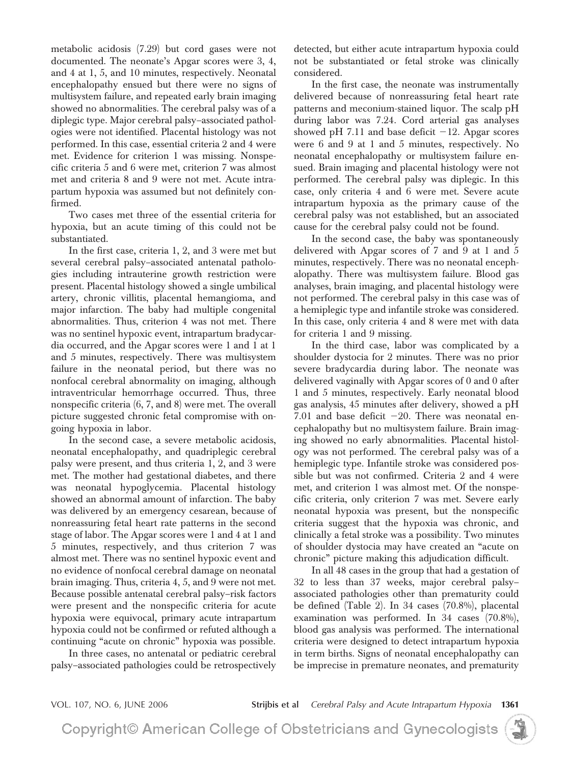metabolic acidosis (7.29) but cord gases were not documented. The neonate's Apgar scores were 3, 4, and 4 at 1, 5, and 10 minutes, respectively. Neonatal encephalopathy ensued but there were no signs of multisystem failure, and repeated early brain imaging showed no abnormalities. The cerebral palsy was of a diplegic type. Major cerebral palsy–associated pathologies were not identified. Placental histology was not performed. In this case, essential criteria 2 and 4 were met. Evidence for criterion 1 was missing. Nonspecific criteria 5 and 6 were met, criterion 7 was almost met and criteria 8 and 9 were not met. Acute intrapartum hypoxia was assumed but not definitely confirmed.

Two cases met three of the essential criteria for hypoxia, but an acute timing of this could not be substantiated.

In the first case, criteria 1, 2, and 3 were met but several cerebral palsy–associated antenatal pathologies including intrauterine growth restriction were present. Placental histology showed a single umbilical artery, chronic villitis, placental hemangioma, and major infarction. The baby had multiple congenital abnormalities. Thus, criterion 4 was not met. There was no sentinel hypoxic event, intrapartum bradycardia occurred, and the Apgar scores were 1 and 1 at 1 and 5 minutes, respectively. There was multisystem failure in the neonatal period, but there was no nonfocal cerebral abnormality on imaging, although intraventricular hemorrhage occurred. Thus, three nonspecific criteria (6, 7, and 8) were met. The overall picture suggested chronic fetal compromise with ongoing hypoxia in labor.

In the second case, a severe metabolic acidosis, neonatal encephalopathy, and quadriplegic cerebral palsy were present, and thus criteria 1, 2, and 3 were met. The mother had gestational diabetes, and there was neonatal hypoglycemia. Placental histology showed an abnormal amount of infarction. The baby was delivered by an emergency cesarean, because of nonreassuring fetal heart rate patterns in the second stage of labor. The Apgar scores were 1 and 4 at 1 and 5 minutes, respectively, and thus criterion 7 was almost met. There was no sentinel hypoxic event and no evidence of nonfocal cerebral damage on neonatal brain imaging. Thus, criteria 4, 5, and 9 were not met. Because possible antenatal cerebral palsy–risk factors were present and the nonspecific criteria for acute hypoxia were equivocal, primary acute intrapartum hypoxia could not be confirmed or refuted although a continuing "acute on chronic" hypoxia was possible.

In three cases, no antenatal or pediatric cerebral palsy–associated pathologies could be retrospectively detected, but either acute intrapartum hypoxia could not be substantiated or fetal stroke was clinically considered.

In the first case, the neonate was instrumentally delivered because of nonreassuring fetal heart rate patterns and meconium-stained liquor. The scalp pH during labor was 7.24. Cord arterial gas analyses showed pH 7.11 and base deficit −12. Apgar scores were 6 and 9 at 1 and 5 minutes, respectively. No neonatal encephalopathy or multisystem failure ensued. Brain imaging and placental histology were not performed. The cerebral palsy was diplegic. In this case, only criteria 4 and 6 were met. Severe acute intrapartum hypoxia as the primary cause of the cerebral palsy was not established, but an associated cause for the cerebral palsy could not be found.

In the second case, the baby was spontaneously delivered with Apgar scores of 7 and 9 at 1 and 5 minutes, respectively. There was no neonatal encephalopathy. There was multisystem failure. Blood gas analyses, brain imaging, and placental histology were not performed. The cerebral palsy in this case was of a hemiplegic type and infantile stroke was considered. In this case, only criteria 4 and 8 were met with data for criteria 1 and 9 missing.

In the third case, labor was complicated by a shoulder dystocia for 2 minutes. There was no prior severe bradycardia during labor. The neonate was delivered vaginally with Apgar scores of 0 and 0 after 1 and 5 minutes, respectively. Early neonatal blood gas analysis, 45 minutes after delivery, showed a pH 7.01 and base deficit −20. There was neonatal encephalopathy but no multisystem failure. Brain imaging showed no early abnormalities. Placental histology was not performed. The cerebral palsy was of a hemiplegic type. Infantile stroke was considered possible but was not confirmed. Criteria 2 and 4 were met, and criterion 1 was almost met. Of the nonspecific criteria, only criterion 7 was met. Severe early neonatal hypoxia was present, but the nonspecific criteria suggest that the hypoxia was chronic, and clinically a fetal stroke was a possibility. Two minutes of shoulder dystocia may have created an "acute on chronic" picture making this adjudication difficult.

In all 48 cases in the group that had a gestation of 32 to less than 37 weeks, major cerebral palsy–associated pathologies other than prematurity could be defined (Table 2). In 34 cases (70.8%), placental examination was performed. In 34 cases (70.8%), blood gas analysis was performed. The international criteria were designed to detect intrapartum hypoxia in term births. Signs of neonatal encephalopathy can be imprecise in premature neonates, and prematurity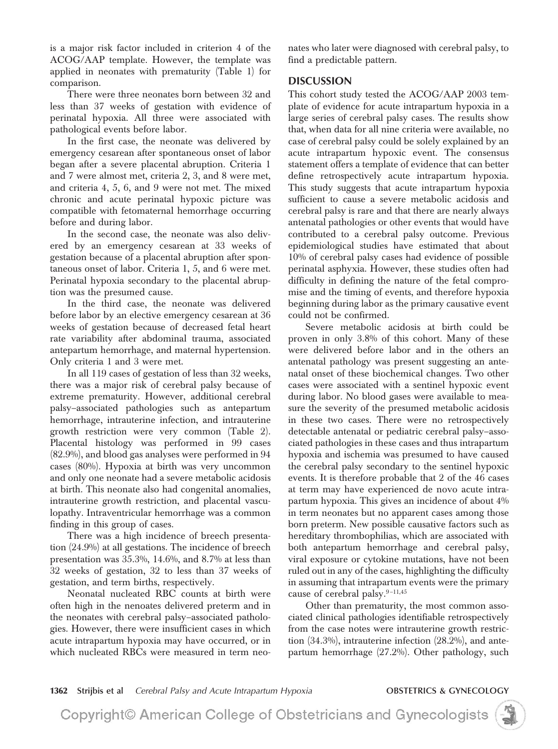is a major risk factor included in criterion 4 of the ACOG/AAP template. However, the template was applied in neonates with prematurity (Table 1) for comparison.

There were three neonates born between 32 and less than 37 weeks of gestation with evidence of perinatal hypoxia. All three were associated with pathological events before labor.

In the first case, the neonate was delivered by emergency cesarean after spontaneous onset of labor began after a severe placental abruption. Criteria 1 and 7 were almost met, criteria 2, 3, and 8 were met, and criteria 4, 5, 6, and 9 were not met. The mixed chronic and acute perinatal hypoxic picture was compatible with fetomaternal hemorrhage occurring before and during labor.

In the second case, the neonate was also delivered by an emergency cesarean at 33 weeks of gestation because of a placental abruption after spontaneous onset of labor. Criteria 1, 5, and 6 were met. Perinatal hypoxia secondary to the placental abruption was the presumed cause.

In the third case, the neonate was delivered before labor by an elective emergency cesarean at 36 weeks of gestation because of decreased fetal heart rate variability after abdominal trauma, associated antepartum hemorrhage, and maternal hypertension. Only criteria 1 and 3 were met.

In all 119 cases of gestation of less than 32 weeks, there was a major risk of cerebral palsy because of extreme prematurity. However, additional cerebral palsy–associated pathologies such as antepartum hemorrhage, intrauterine infection, and intrauterine growth restriction were very common (Table 2). Placental histology was performed in 99 cases (82.9%), and blood gas analyses were performed in 94 cases (80%). Hypoxia at birth was very uncommon and only one neonate had a severe metabolic acidosis at birth. This neonate also had congenital anomalies, intrauterine growth restriction, and placental vasculopathy. Intraventricular hemorrhage was a common finding in this group of cases.

There was a high incidence of breech presentation (24.9%) at all gestations. The incidence of breech presentation was 35.3%, 14.6%, and 8.7% at less than 32 weeks of gestation, 32 to less than 37 weeks of gestation, and term births, respectively.

Neonatal nucleated RBC counts at birth were often high in the nenoates delivered preterm and in the neonates with cerebral palsy–associated pathologies. However, there were insufficient cases in which acute intrapartum hypoxia may have occurred, or in which nucleated RBCs were measured in term neonates who later were diagnosed with cerebral palsy, to find a predictable pattern.

## DISCUSSION

This cohort study tested the ACOG/AAP 2003 template of evidence for acute intrapartum hypoxia in a large series of cerebral palsy cases. The results show that, when data for all nine criteria were available, no case of cerebral palsy could be solely explained by an acute intrapartum hypoxic event. The consensus statement offers a template of evidence that can better define retrospectively acute intrapartum hypoxia. This study suggests that acute intrapartum hypoxia sufficient to cause a severe metabolic acidosis and cerebral palsy is rare and that there are nearly always antenatal pathologies or other events that would have contributed to a cerebral palsy outcome. Previous epidemiological studies have estimated that about 10% of cerebral palsy cases had evidence of possible perinatal asphyxia. However, these studies often had difficulty in defining the nature of the fetal compromise and the timing of events, and therefore hypoxia beginning during labor as the primary causative event could not be confirmed.

Severe metabolic acidosis at birth could be proven in only 3.8% of this cohort. Many of these were delivered before labor and in the others an antenatal pathology was present suggesting an antenatal onset of these biochemical changes. Two other cases were associated with a sentinel hypoxic event during labor. No blood gases were available to measure the severity of the presumed metabolic acidosis in these two cases. There were no retrospectively detectable antenatal or pediatric cerebral palsy–associated pathologies in these cases and thus intrapartum hypoxia and ischemia was presumed to have caused the cerebral palsy secondary to the sentinel hypoxic events. It is therefore probable that 2 of the 46 cases at term may have experienced de novo acute intrapartum hypoxia. This gives an incidence of about 4% in term neonates but no apparent cases among those born preterm. New possible causative factors such as hereditary thrombophilias, which are associated with both antepartum hemorrhage and cerebral palsy, viral exposure or cytokine mutations, have not been ruled out in any of the cases, highlighting the difficulty in assuming that intrapartum events were the primary cause of cerebral palsy.[9–11,45]

Other than prematurity, the most common associated clinical pathologies identifiable retrospectively from the case notes were intrauterine growth restriction (34.3%), intrauterine infection (28.2%), and antepartum hemorrhage (27.2%). Other pathology, such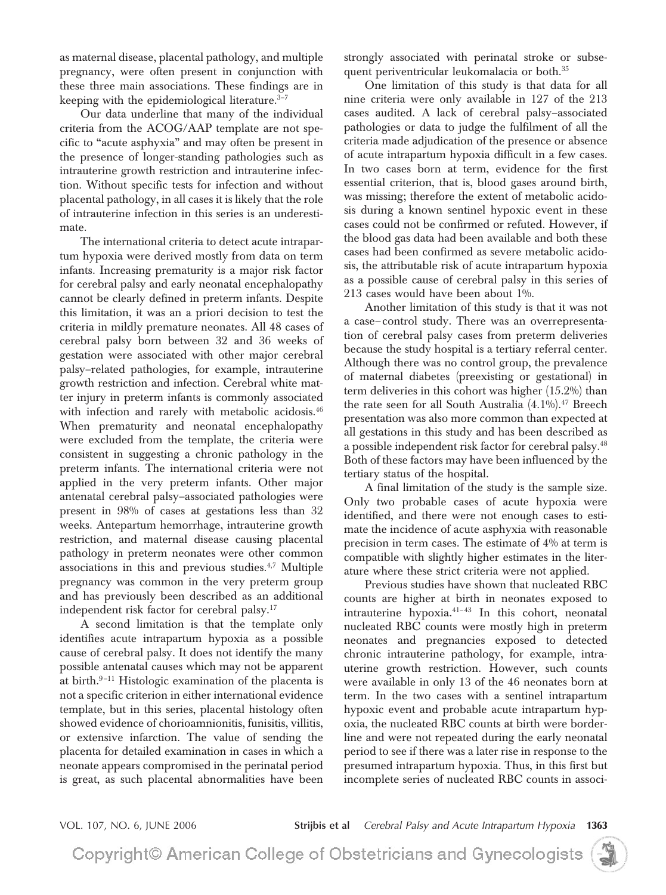as maternal disease, placental pathology, and multiple pregnancy, were often present in conjunction with these three main associations. These findings are in keeping with the epidemiological literature.[3–7]

Our data underline that many of the individual criteria from the ACOG/AAP template are not specific to "acute asphyxia" and may often be present in the presence of longer-standing pathologies such as intrauterine growth restriction and intrauterine infection. Without specific tests for infection and without placental pathology, in all cases it is likely that the role of intrauterine infection in this series is an underestimate.

The international criteria to detect acute intrapartum hypoxia were derived mostly from data on term infants. Increasing prematurity is a major risk factor for cerebral palsy and early neonatal encephalopathy cannot be clearly defined in preterm infants. Despite this limitation, it was an a priori decision to test the criteria in mildly premature neonates. All 48 cases of cerebral palsy born between 32 and 36 weeks of gestation were associated with other major cerebral palsy–related pathologies, for example, intrauterine growth restriction and infection. Cerebral white matter injury in preterm infants is commonly associated with infection and rarely with metabolic acidosis.[46] When prematurity and neonatal encephalopathy were excluded from the template, the criteria were consistent in suggesting a chronic pathology in the preterm infants. The international criteria were not applied in the very preterm infants. Other major antenatal cerebral palsy–associated pathologies were present in 98% of cases at gestations less than 32 weeks. Antepartum hemorrhage, intrauterine growth restriction, and maternal disease causing placental pathology in preterm neonates were other common associations in this and previous studies.[4,7] Multiple pregnancy was common in the very preterm group and has previously been described as an additional independent risk factor for cerebral palsy.[17]

A second limitation is that the template only identifies acute intrapartum hypoxia as a possible cause of cerebral palsy. It does not identify the many possible antenatal causes which may not be apparent at birth.[9–11] Histologic examination of the placenta is not a specific criterion in either international evidence template, but in this series, placental histology often showed evidence of chorioamnionitis, funisitis, villitis, or extensive infarction. The value of sending the placenta for detailed examination in cases in which a neonate appears compromised in the perinatal period is great, as such placental abnormalities have been strongly associated with perinatal stroke or subsequent periventricular leukomalacia or both.[35]

One limitation of this study is that data for all nine criteria were only available in 127 of the 213 cases audited. A lack of cerebral palsy–associated pathologies or data to judge the fulfilment of all the criteria made adjudication of the presence or absence of acute intrapartum hypoxia difficult in a few cases. In two cases born at term, evidence for the first essential criterion, that is, blood gases around birth, was missing; therefore the extent of metabolic acidosis during a known sentinel hypoxic event in these cases could not be confirmed or refuted. However, if the blood gas data had been available and both these cases had been confirmed as severe metabolic acidosis, the attributable risk of acute intrapartum hypoxia as a possible cause of cerebral palsy in this series of 213 cases would have been about 1%.

Another limitation of this study is that it was not a case–control study. There was an overrepresentation of cerebral palsy cases from preterm deliveries because the study hospital is a tertiary referral center. Although there was no control group, the prevalence of maternal diabetes (preexisting or gestational) in term deliveries in this cohort was higher (15.2%) than the rate seen for all South Australia (4.1%).[47] Breech presentation was also more common than expected at all gestations in this study and has been described as a possible independent risk factor for cerebral palsy.[48] Both of these factors may have been influenced by the tertiary status of the hospital.

A final limitation of the study is the sample size. Only two probable cases of acute hypoxia were identified, and there were not enough cases to estimate the incidence of acute asphyxia with reasonable precision in term cases. The estimate of 4% at term is compatible with slightly higher estimates in the literature where these strict criteria were not applied.

Previous studies have shown that nucleated RBC counts are higher at birth in neonates exposed to intrauterine hypoxia.[41–43] In this cohort, neonatal nucleated RBC counts were mostly high in preterm neonates and pregnancies exposed to detected chronic intrauterine pathology, for example, intrauterine growth restriction. However, such counts were available in only 13 of the 46 neonates born at term. In the two cases with a sentinel intrapartum hypoxic event and probable acute intrapartum hypoxia, the nucleated RBC counts at birth were borderline and were not repeated during the early neonatal period to see if there was a later rise in response to the presumed intrapartum hypoxia. Thus, in this first but incomplete series of nucleated RBC counts in associ-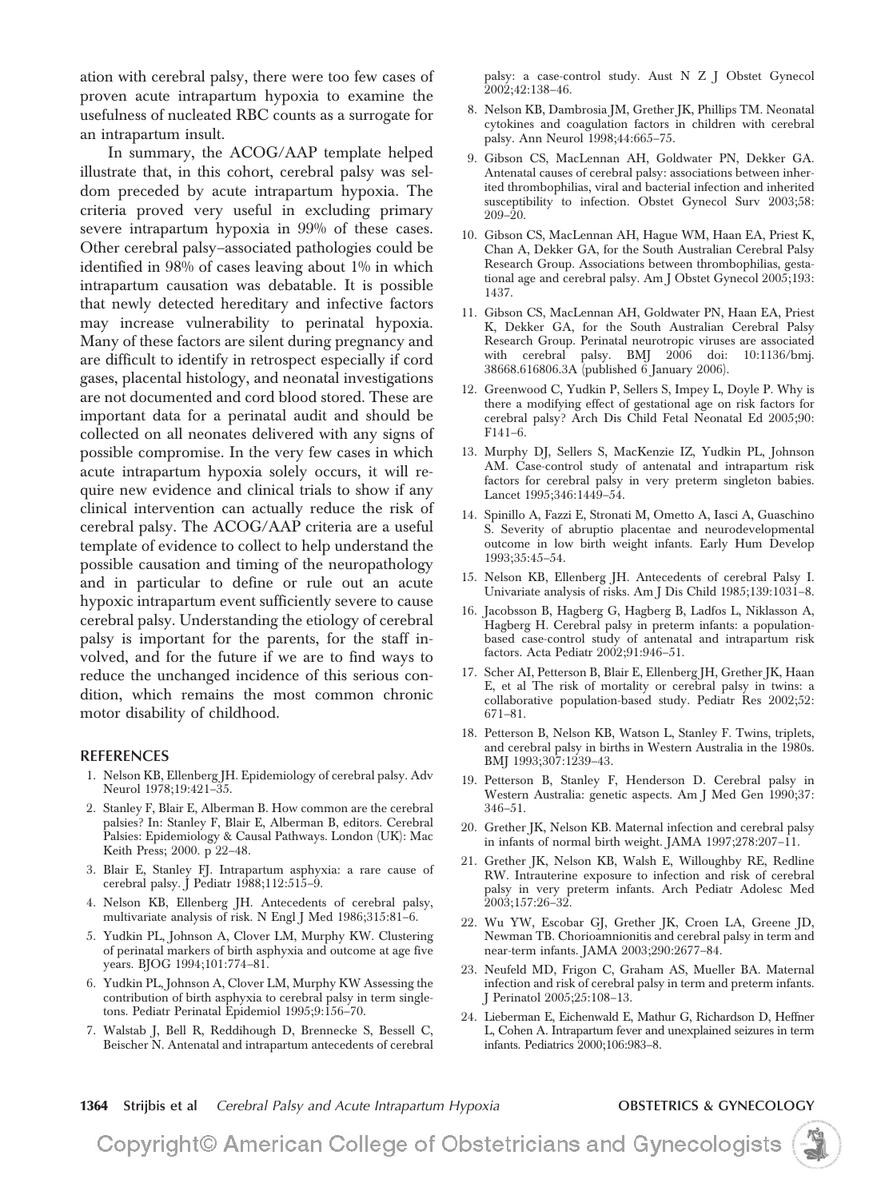ation with cerebral palsy, there were too few cases of proven acute intrapartum hypoxia to examine the usefulness of nucleated RBC counts as a surrogate for an intrapartum insult.

In summary, the ACOG/AAP template helped illustrate that, in this cohort, cerebral palsy was seldom preceded by acute intrapartum hypoxia. The criteria proved very useful in excluding primary severe intrapartum hypoxia in 99% of these cases. Other cerebral palsy–associated pathologies could be identified in 98% of cases leaving about 1% in which intrapartum causation was debatable. It is possible that newly detected hereditary and infective factors may increase vulnerability to perinatal hypoxia. Many of these factors are silent during pregnancy and are difficult to identify in retrospect especially if cord gases, placental histology, and neonatal investigations are not documented and cord blood stored. These are important data for a perinatal audit and should be collected on all neonates delivered with any signs of possible compromise. In the very few cases in which acute intrapartum hypoxia solely occurs, it will require new evidence and clinical trials to show if any clinical intervention can actually reduce the risk of cerebral palsy. The ACOG/AAP criteria are a useful template of evidence to collect to help understand the possible causation and timing of the neuropathology and in particular to define or rule out an acute hypoxic intrapartum event sufficiently severe to cause cerebral palsy. Understanding the etiology of cerebral palsy is important for the parents, for the staff involved, and for the future if we are to find ways to reduce the unchanged incidence of this serious condition, which remains the most common chronic motor disability of childhood.

## REFERENCES

1. Nelson KB, Ellenberg JH. Epidemiology of cerebral palsy. Adv Neurol 1978;19:421–35.
2. Stanley F, Blair E, Alberman B. How common are the cerebral palsies? In: Stanley F, Blair E, Alberman B, editors. Cerebral Palsies: Epidemiology & Causal Pathways. London (UK): Mac Keith Press; 2000. p 22–48.
3. Blair E, Stanley FJ. Intrapartum asphyxia: a rare cause of cerebral palsy. J Pediatr 1988;112:515–9.
4. Nelson KB, Ellenberg JH. Antecedents of cerebral palsy, multivariate analysis of risk. N Engl J Med 1986;315:81–6.
5. Yudkin PL, Johnson A, Clover LM, Murphy KW. Clustering of perinatal markers of birth asphyxia and outcome at age five years. BJOG 1994;101:774–81.
6. Yudkin PL, Johnson A, Clover LM, Murphy KW Assessing the contribution of birth asphyxia to cerebral palsy in term singletons. Pediatr Perinatal Epidemiol 1995;9:156–70.
7. Walstab J, Bell R, Reddihough D, Brennecke S, Bessell C, Beischer N. Antenatal and intrapartum antecedents of cerebral palsy: a case-control study. Aust N Z J Obstet Gynecol 2002;42:138–46.
8. Nelson KB, Dambrosia JM, Grether JK, Phillips TM. Neonatal cytokines and coagulation factors in children with cerebral palsy. Ann Neurol 1998;44:665–75.
9. Gibson CS, MacLennan AH, Goldwater PN, Dekker GA. Antenatal causes of cerebral palsy: associations between inherited thrombophilias, viral and bacterial infection and inherited susceptibility to infection. Obstet Gynecol Surv 2003;58: 209–20.
10. Gibson CS, MacLennan AH, Hague WM, Haan EA, Priest K, Chan A, Dekker GA, for the South Australian Cerebral Palsy Research Group. Associations between thrombophilias, gestational age and cerebral palsy. Am J Obstet Gynecol 2005;193: 1437.
11. Gibson CS, MacLennan AH, Goldwater PN, Haan EA, Priest K, Dekker GA, for the South Australian Cerebral Palsy Research Group. Perinatal neurotropic viruses are associated with cerebral palsy. BMJ 2006 doi: 10:1136/bmj. 38668.616806.3A (published 6 January 2006).
12. Greenwood C, Yudkin P, Sellers S, Impey L, Doyle P. Why is there a modifying effect of gestational age on risk factors for cerebral palsy? Arch Dis Child Fetal Neonatal Ed 2005;90: F141–6.
13. Murphy DJ, Sellers S, MacKenzie IZ, Yudkin PL, Johnson AM. Case-control study of antenatal and intrapartum risk factors for cerebral palsy in very preterm singleton babies. Lancet 1995;346:1449–54.
14. Spinillo A, Fazzi E, Stronati M, Ometto A, Iasci A, Guaschino S. Severity of abruptio placentae and neurodevelopmental outcome in low birth weight infants. Early Hum Develop 1993;35:45–54.
15. Nelson KB, Ellenberg JH. Antecedents of cerebral Palsy I. Univariate analysis of risks. Am J Dis Child 1985;139:1031–8.
16. Jacobsson B, Hagberg G, Hagberg B, Ladfos L, Niklasson A, Hagberg H. Cerebral palsy in preterm infants: a population-based case-control study of antenatal and intrapartum risk factors. Acta Pediatr 2002;91:946–51.
17. Scher AI, Petterson B, Blair E, Ellenberg JH, Grether JK, Haan E, et al The risk of mortality or cerebral palsy in twins: a collaborative population-based study. Pediatr Res 2002;52: 671–81.
18. Petterson B, Nelson KB, Watson L, Stanley F. Twins, triplets, and cerebral palsy in births in Western Australia in the 1980s. BMJ 1993;307:1239–43.
19. Petterson B, Stanley F, Henderson D. Cerebral palsy in Western Australia: genetic aspects. Am J Med Gen 1990;37: 346–51.
20. Grether JK, Nelson KB. Maternal infection and cerebral palsy in infants of normal birth weight. JAMA 1997;278:207–11.
21. Grether JK, Nelson KB, Walsh E, Willoughby RE, Redline RW. Intrauterine exposure to infection and risk of cerebral palsy in very preterm infants. Arch Pediatr Adolesc Med 2003;157:26–32.
22. Wu YW, Escobar GJ, Grether JK, Croen LA, Greene JD, Newman TB. Chorioamnionitis and cerebral palsy in term and near-term infants. JAMA 2003;290:2677–84.
23. Neufeld MD, Frigon C, Graham AS, Mueller BA. Maternal infection and risk of cerebral palsy in term and preterm infants. J Perinatol 2005;25:108–13.
24. Lieberman E, Eichenwald E, Mathur G, Richardson D, Heffner L, Cohen A. Intrapartum fever and unexplained seizures in term infants. Pediatrics 2000;106:983–8.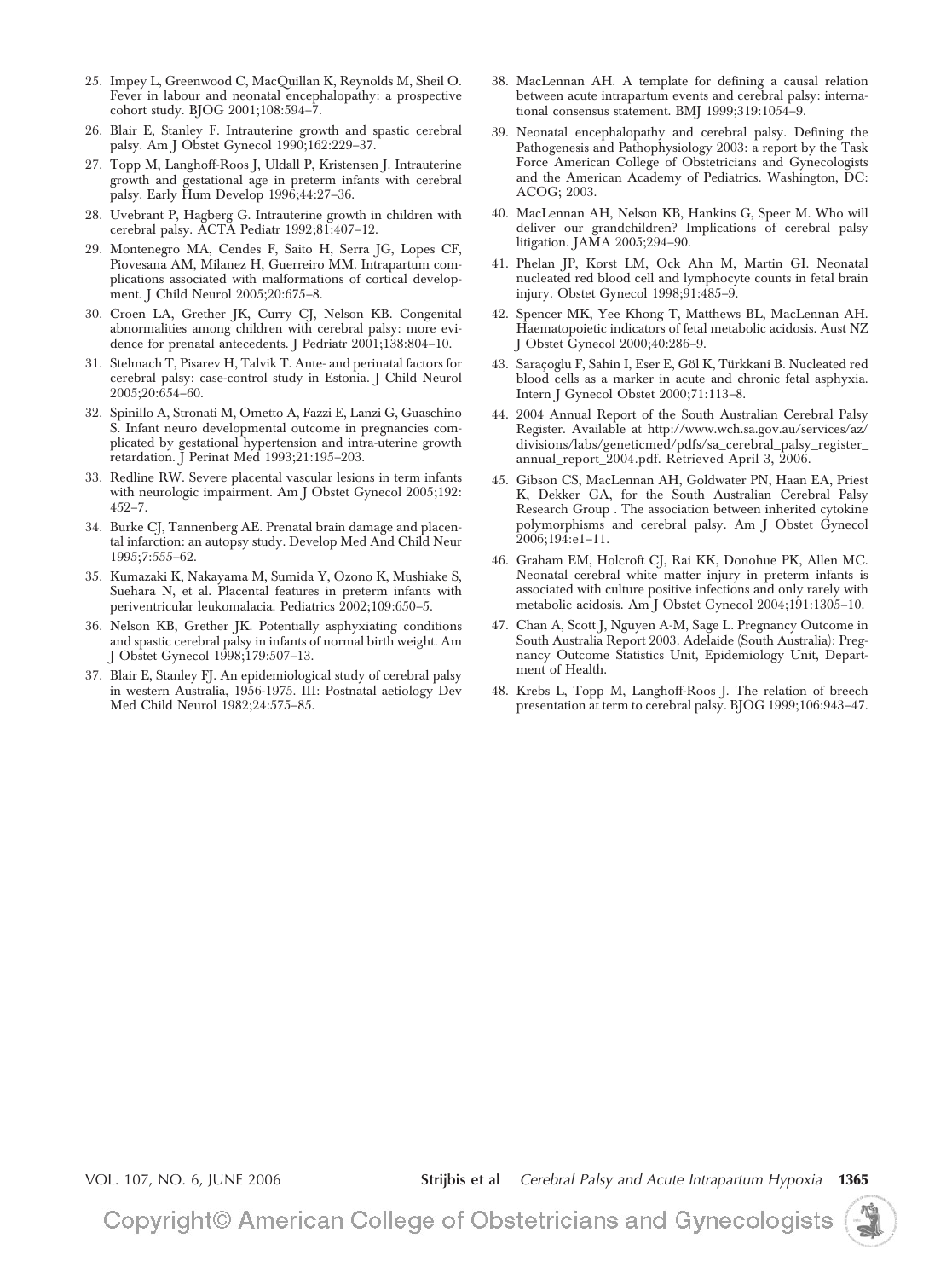25. Impey L, Greenwood C, MacQuillan K, Reynolds M, Sheil O. Fever in labour and neonatal encephalopathy: a prospective cohort study. BJOG 2001;108:594–7.
26. Blair E, Stanley F. Intrauterine growth and spastic cerebral palsy. Am J Obstet Gynecol 1990;162:229–37.
27. Topp M, Langhoff-Roos J, Uldall P, Kristensen J. Intrauterine growth and gestational age in preterm infants with cerebral palsy. Early Hum Develop 1996;44:27–36.
28. Uvebrant P, Hagberg G. Intrauterine growth in children with cerebral palsy. ACTA Pediatr 1992;81:407–12.
29. Montenegro MA, Cendes F, Saito H, Serra JG, Lopes CF, Piovesana AM, Milanez H, Guerreiro MM. Intrapartum complications associated with malformations of cortical development. J Child Neurol 2005;20:675–8.
30. Croen LA, Grether JK, Curry CJ, Nelson KB. Congenital abnormalities among children with cerebral palsy: more evidence for prenatal antecedents. J Pedriatr 2001;138:804–10.
31. Stelmach T, Pisarev H, Talvik T. Ante- and perinatal factors for cerebral palsy: case-control study in Estonia. J Child Neurol 2005;20:654–60.
32. Spinillo A, Stronati M, Ometto A, Fazzi E, Lanzi G, Guaschino S. Infant neuro developmental outcome in pregnancies complicated by gestational hypertension and intra-uterine growth retardation. J Perinat Med 1993;21:195–203.
33. Redline RW. Severe placental vascular lesions in term infants with neurologic impairment. Am J Obstet Gynecol 2005;192: 452–7.
34. Burke CJ, Tannenberg AE. Prenatal brain damage and placental infarction: an autopsy study. Develop Med And Child Neur 1995;7:555–62.
35. Kumazaki K, Nakayama M, Sumida Y, Ozono K, Mushiake S, Suehara N, et al. Placental features in preterm infants with periventricular leukomalacia. Pediatrics 2002;109:650–5.
36. Nelson KB, Grether JK. Potentially asphyxiating conditions and spastic cerebral palsy in infants of normal birth weight. Am J Obstet Gynecol 1998;179:507–13.
37. Blair E, Stanley FJ. An epidemiological study of cerebral palsy in western Australia, 1956-1975. III: Postnatal aetiology Dev Med Child Neurol 1982;24:575–85.
38. MacLennan AH. A template for defining a causal relation between acute intrapartum events and cerebral palsy: international consensus statement. BMJ 1999;319:1054–9.
39. Neonatal encephalopathy and cerebral palsy. Defining the Pathogenesis and Pathophysiology 2003: a report by the Task Force American College of Obstetricians and Gynecologists and the American Academy of Pediatrics. Washington, DC: ACOG; 2003.
40. MacLennan AH, Nelson KB, Hankins G, Speer M. Who will deliver our grandchildren? Implications of cerebral palsy litigation. JAMA 2005;294–90.
41. Phelan JP, Korst LM, Ock Ahn M, Martin GI. Neonatal nucleated red blood cell and lymphocyte counts in fetal brain injury. Obstet Gynecol 1998;91:485–9.
42. Spencer MK, Yee Khong T, Matthews BL, MacLennan AH. Haematopoietic indicators of fetal metabolic acidosis. Aust NZ J Obstet Gynecol 2000;40:286–9.
43. Saraçoglu F, Sahin I, Eser E, Göl K, Türkkani B. Nucleated red blood cells as a marker in acute and chronic fetal asphyxia. Intern J Gynecol Obstet 2000;71:113–8.
44. 2004 Annual Report of the South Australian Cerebral Palsy Register. Available at http://www.wch.sa.gov.au/services/az/divisions/labs/geneticmed/pdfs/sa_cerebral_palsy_register_annual_report_2004.pdf. Retrieved April 3, 2006.
45. Gibson CS, MacLennan AH, Goldwater PN, Haan EA, Priest K, Dekker GA, for the South Australian Cerebral Palsy Research Group . The association between inherited cytokine polymorphisms and cerebral palsy. Am J Obstet Gynecol 2006;194:e1–11.
46. Graham EM, Holcroft CJ, Rai KK, Donohue PK, Allen MC. Neonatal cerebral white matter injury in preterm infants is associated with culture positive infections and only rarely with metabolic acidosis. Am J Obstet Gynecol 2004;191:1305–10.
47. Chan A, Scott J, Nguyen A-M, Sage L. Pregnancy Outcome in South Australia Report 2003. Adelaide (South Australia): Pregnancy Outcome Statistics Unit, Epidemiology Unit, Department of Health.
48. Krebs L, Topp M, Langhoff-Roos J. The relation of breech presentation at term to cerebral palsy. BJOG 1999;106:943–47.